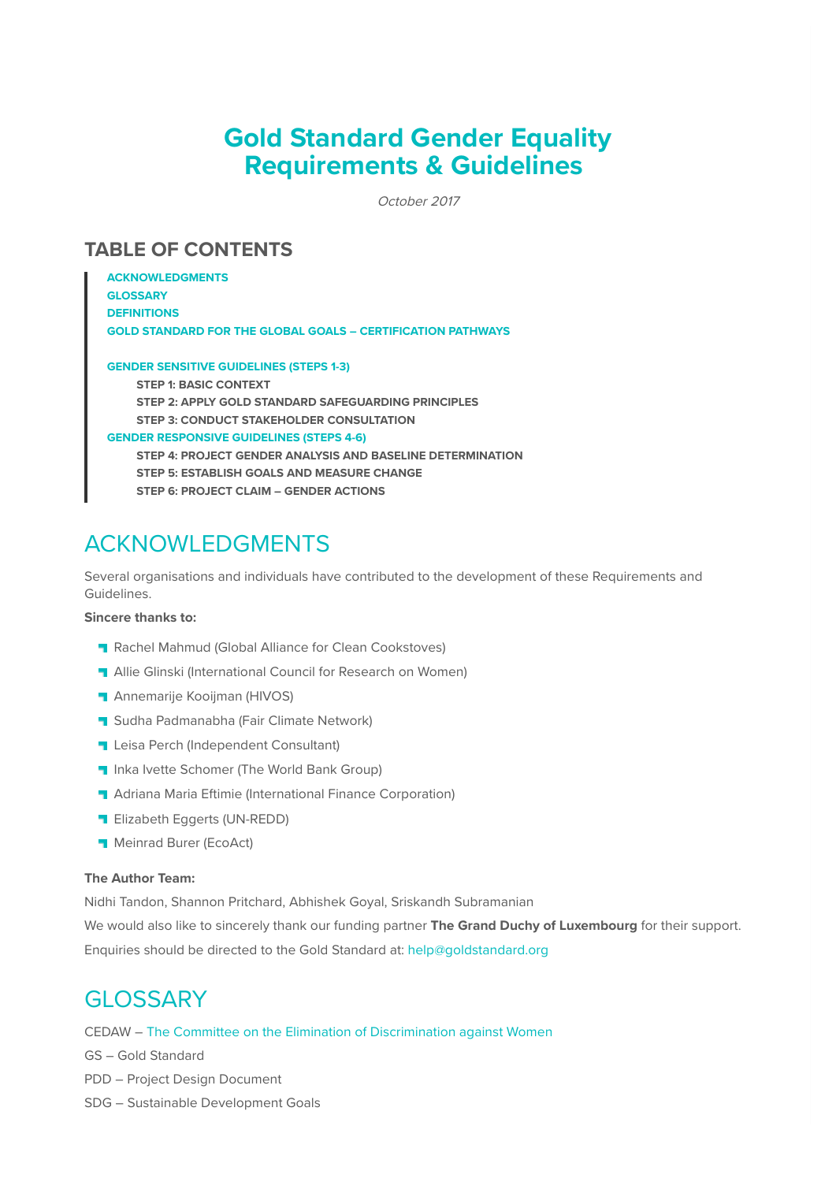# Gold Standard Gender Equality Requirements & Guidelines

*October 2017*

## TABLE OF CONTENTS

- ACKNOWLEDGMENTS
- GLOSSARY
- DEFINITIONS
- GOLD STANDARD FOR THE GLOBAL GOALS – CERTIFICATION PATHWAYS
- GENDER SENSITIVE GUIDELINES (STEPS 1-3)
  - STEP 1: BASIC CONTEXT
  - STEP 2: APPLY GOLD STANDARD SAFEGUARDING PRINCIPLES
  - STEP 3: CONDUCT STAKEHOLDER CONSULTATION
- GENDER RESPONSIVE GUIDELINES (STEPS 4-6)
  - STEP 4: PROJECT GENDER ANALYSIS AND BASELINE DETERMINATION
  - STEP 5: ESTABLISH GOALS AND MEASURE CHANGE
  - STEP 6: PROJECT CLAIM – GENDER ACTIONS

## ACKNOWLEDGMENTS

Several organisations and individuals have contributed to the development of these Requirements and Guidelines.

**Sincere thanks to:**

- Rachel Mahmud (Global Alliance for Clean Cookstoves)
- Allie Glinski (International Council for Research on Women)
- Annemarije Kooijman (HIVOS)
- Sudha Padmanabha (Fair Climate Network)
- Leisa Perch (Independent Consultant)
- Inka Ivette Schomer (The World Bank Group)
- Adriana Maria Eftimie (International Finance Corporation)
- Elizabeth Eggerts (UN-REDD)
- Meinrad Burer (EcoAct)

**The Author Team:**

Nidhi Tandon, Shannon Pritchard, Abhishek Goyal, Sriskandh Subramanian

We would also like to sincerely thank our funding partner **The Grand Duchy of Luxembourg** for their support.

Enquiries should be directed to the Gold Standard at: help@goldstandard.org

## GLOSSARY

CEDAW – The Committee on the Elimination of Discrimination against Women

GS – Gold Standard

PDD – Project Design Document

SDG – Sustainable Development Goals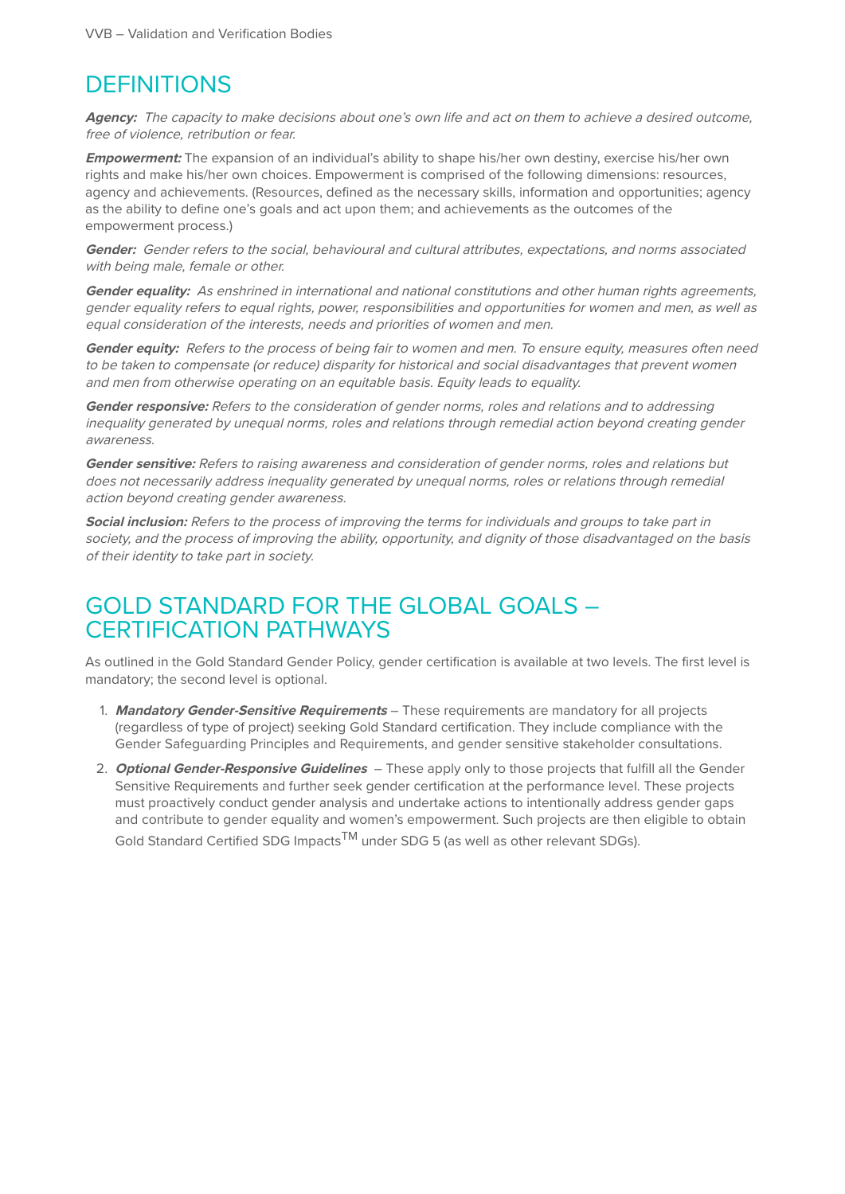VVB – Validation and Verification Bodies

# DEFINITIONS

***Agency:*** *The capacity to make decisions about one's own life and act on them to achieve a desired outcome, free of violence, retribution or fear.*

***Empowerment:*** The expansion of an individual's ability to shape his/her own destiny, exercise his/her own rights and make his/her own choices. Empowerment is comprised of the following dimensions: resources, agency and achievements. (Resources, defined as the necessary skills, information and opportunities; agency as the ability to define one's goals and act upon them; and achievements as the outcomes of the empowerment process.)

***Gender:*** *Gender refers to the social, behavioural and cultural attributes, expectations, and norms associated with being male, female or other.*

***Gender equality:*** *As enshrined in international and national constitutions and other human rights agreements, gender equality refers to equal rights, power, responsibilities and opportunities for women and men, as well as equal consideration of the interests, needs and priorities of women and men.*

***Gender equity:*** *Refers to the process of being fair to women and men. To ensure equity, measures often need to be taken to compensate (or reduce) disparity for historical and social disadvantages that prevent women and men from otherwise operating on an equitable basis. Equity leads to equality.*

***Gender responsive:*** *Refers to the consideration of gender norms, roles and relations and to addressing inequality generated by unequal norms, roles and relations through remedial action beyond creating gender awareness.*

***Gender sensitive:*** *Refers to raising awareness and consideration of gender norms, roles and relations but does not necessarily address inequality generated by unequal norms, roles or relations through remedial action beyond creating gender awareness.*

***Social inclusion:*** *Refers to the process of improving the terms for individuals and groups to take part in society, and the process of improving the ability, opportunity, and dignity of those disadvantaged on the basis of their identity to take part in society.*

# GOLD STANDARD FOR THE GLOBAL GOALS – CERTIFICATION PATHWAYS

As outlined in the Gold Standard Gender Policy, gender certification is available at two levels. The first level is mandatory; the second level is optional.

1. ***Mandatory Gender-Sensitive Requirements*** – These requirements are mandatory for all projects (regardless of type of project) seeking Gold Standard certification. They include compliance with the Gender Safeguarding Principles and Requirements, and gender sensitive stakeholder consultations.
2. ***Optional Gender-Responsive Guidelines*** – These apply only to those projects that fulfill all the Gender Sensitive Requirements and further seek gender certification at the performance level. These projects must proactively conduct gender analysis and undertake actions to intentionally address gender gaps and contribute to gender equality and women's empowerment. Such projects are then eligible to obtain Gold Standard Certified SDG Impacts™ under SDG 5 (as well as other relevant SDGs).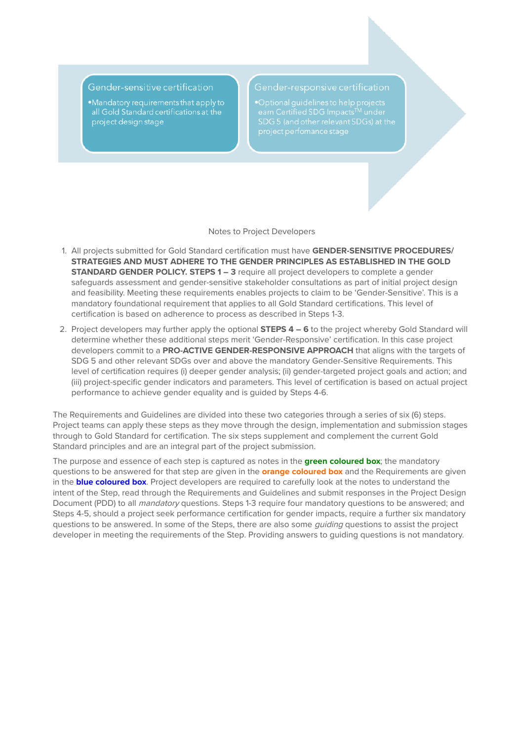**Gender-sensitive certification**

- Mandatory requirements that apply to all Gold Standard certifications at the project design stage

**Gender-responsive certification**

- Optional guidelines to help projects earn Certified SDG Impacts[TM] under SDG 5 (and other relevant SDGs) at the project perfomance stage

Notes to Project Developers

1. All projects submitted for Gold Standard certification must have **GENDER-SENSITIVE PROCEDURES/ STRATEGIES AND MUST ADHERE TO THE GENDER PRINCIPLES AS ESTABLISHED IN THE GOLD STANDARD GENDER POLICY. STEPS 1 – 3** require all project developers to complete a gender safeguards assessment and gender-sensitive stakeholder consultations as part of initial project design and feasibility. Meeting these requirements enables projects to claim to be 'Gender-Sensitive'. This is a mandatory foundational requirement that applies to all Gold Standard certifications. This level of certification is based on adherence to process as described in Steps 1-3.
2. Project developers may further apply the optional **STEPS 4 – 6** to the project whereby Gold Standard will determine whether these additional steps merit 'Gender-Responsive' certification. In this case project developers commit to a **PRO-ACTIVE GENDER-RESPONSIVE APPROACH** that aligns with the targets of SDG 5 and other relevant SDGs over and above the mandatory Gender-Sensitive Requirements. This level of certification requires (i) deeper gender analysis; (ii) gender-targeted project goals and action; and (iii) project-specific gender indicators and parameters. This level of certification is based on actual project performance to achieve gender equality and is guided by Steps 4-6.

The Requirements and Guidelines are divided into these two categories through a series of six (6) steps. Project teams can apply these steps as they move through the design, implementation and submission stages through to Gold Standard for certification. The six steps supplement and complement the current Gold Standard principles and are an integral part of the project submission.

The purpose and essence of each step is captured as notes in the **green coloured box**; the mandatory questions to be answered for that step are given in the **orange coloured box** and the Requirements are given in the **blue coloured box**. Project developers are required to carefully look at the notes to understand the intent of the Step, read through the Requirements and Guidelines and submit responses in the Project Design Document (PDD) to all *mandatory* questions. Steps 1-3 require four mandatory questions to be answered; and Steps 4-5, should a project seek performance certification for gender impacts, require a further six mandatory questions to be answered. In some of the Steps, there are also some *guiding* questions to assist the project developer in meeting the requirements of the Step. Providing answers to guiding questions is not mandatory.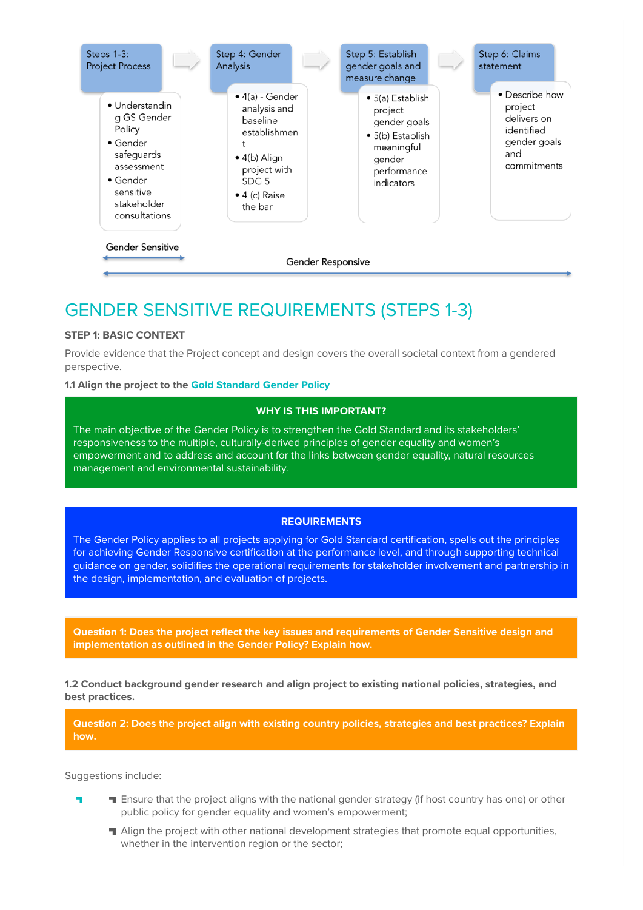| Steps 1-3: Project Process | Step 4: Gender Analysis | Step 5: Establish gender goals and measure change | Step 6: Claims statement |
|---|---|---|---|
| • Understanding GS Gender Policy<br>• Gender safeguards assessment<br>• Gender sensitive stakeholder consultations | • 4(a) - Gender analysis and baseline establishment<br>• 4(b) Align project with SDG 5<br>• 4 (c) Raise the bar | • 5(a) Establish project gender goals<br>• 5(b) Establish meaningful gender performance indicators | • Describe how project delivers on identified gender goals and commitments |

Gender Sensitive (Steps 1-3)

Gender Responsive (Steps 1-6)

# GENDER SENSITIVE REQUIREMENTS (STEPS 1-3)

**STEP 1: BASIC CONTEXT**

Provide evidence that the Project concept and design covers the overall societal context from a gendered perspective.

**1.1 Align the project to the Gold Standard Gender Policy**

**WHY IS THIS IMPORTANT?**

The main objective of the Gender Policy is to strengthen the Gold Standard and its stakeholders' responsiveness to the multiple, culturally-derived principles of gender equality and women's empowerment and to address and account for the links between gender equality, natural resources management and environmental sustainability.

**REQUIREMENTS**

The Gender Policy applies to all projects applying for Gold Standard certification, spells out the principles for achieving Gender Responsive certification at the performance level, and through supporting technical guidance on gender, solidifies the operational requirements for stakeholder involvement and partnership in the design, implementation, and evaluation of projects.

**Question 1: Does the project reflect the key issues and requirements of Gender Sensitive design and implementation as outlined in the Gender Policy? Explain how.**

**1.2 Conduct background gender research and align project to existing national policies, strategies, and best practices.**

**Question 2: Does the project align with existing country policies, strategies and best practices? Explain how.**

Suggestions include:

- Ensure that the project aligns with the national gender strategy (if host country has one) or other public policy for gender equality and women's empowerment;
- Align the project with other national development strategies that promote equal opportunities, whether in the intervention region or the sector;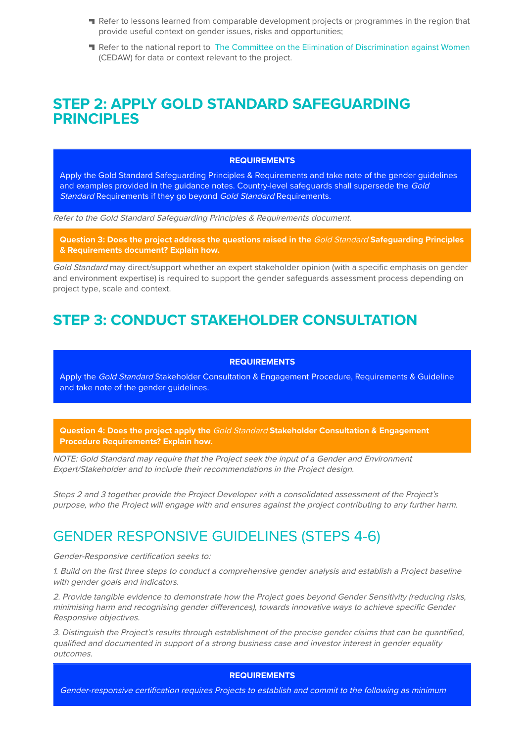- Refer to lessons learned from comparable development projects or programmes in the region that provide useful context on gender issues, risks and opportunities;
- Refer to the national report to The Committee on the Elimination of Discrimination against Women (CEDAW) for data or context relevant to the project.

## STEP 2: APPLY GOLD STANDARD SAFEGUARDING PRINCIPLES

**REQUIREMENTS**

Apply the Gold Standard Safeguarding Principles & Requirements and take note of the gender guidelines and examples provided in the guidance notes. Country-level safeguards shall supersede the *Gold Standard* Requirements if they go beyond *Gold Standard* Requirements.

*Refer to the Gold Standard Safeguarding Principles & Requirements document.*

**Question 3: Does the project address the questions raised in the *Gold Standard* Safeguarding Principles & Requirements document? Explain how.**

*Gold Standard* may direct/support whether an expert stakeholder opinion (with a specific emphasis on gender and environment expertise) is required to support the gender safeguards assessment process depending on project type, scale and context.

## STEP 3: CONDUCT STAKEHOLDER CONSULTATION

**REQUIREMENTS**

Apply the *Gold Standard* Stakeholder Consultation & Engagement Procedure, Requirements & Guideline and take note of the gender guidelines.

**Question 4: Does the project apply the *Gold Standard* Stakeholder Consultation & Engagement Procedure Requirements? Explain how.**

*NOTE: Gold Standard may require that the Project seek the input of a Gender and Environment Expert/Stakeholder and to include their recommendations in the Project design.*

*Steps 2 and 3 together provide the Project Developer with a consolidated assessment of the Project's purpose, who the Project will engage with and ensures against the project contributing to any further harm.*

## GENDER RESPONSIVE GUIDELINES (STEPS 4-6)

*Gender-Responsive certification seeks to:*

*1. Build on the first three steps to conduct a comprehensive gender analysis and establish a Project baseline with gender goals and indicators.*

*2. Provide tangible evidence to demonstrate how the Project goes beyond Gender Sensitivity (reducing risks, minimising harm and recognising gender differences), towards innovative ways to achieve specific Gender Responsive objectives.*

*3. Distinguish the Project's results through establishment of the precise gender claims that can be quantified, qualified and documented in support of a strong business case and investor interest in gender equality outcomes.*

**REQUIREMENTS**

*Gender-responsive certification requires Projects to establish and commit to the following as minimum*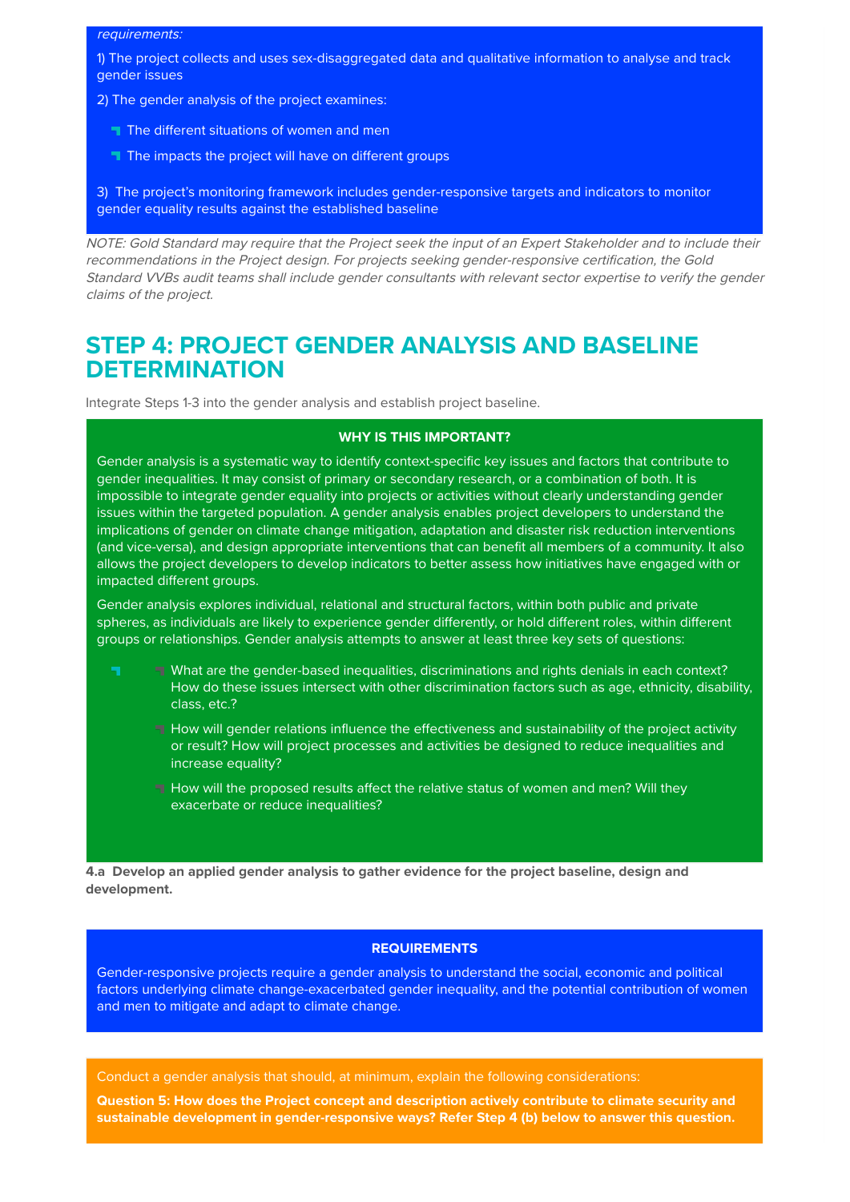*requirements:*

1) The project collects and uses sex-disaggregated data and qualitative information to analyse and track gender issues

2) The gender analysis of the project examines:

- The different situations of women and men
- The impacts the project will have on different groups

3) The project's monitoring framework includes gender-responsive targets and indicators to monitor gender equality results against the established baseline

*NOTE: Gold Standard may require that the Project seek the input of an Expert Stakeholder and to include their recommendations in the Project design. For projects seeking gender-responsive certification, the Gold Standard VVBs audit teams shall include gender consultants with relevant sector expertise to verify the gender claims of the project.*

## STEP 4: PROJECT GENDER ANALYSIS AND BASELINE DETERMINATION

Integrate Steps 1-3 into the gender analysis and establish project baseline.

**WHY IS THIS IMPORTANT?**

Gender analysis is a systematic way to identify context-specific key issues and factors that contribute to gender inequalities. It may consist of primary or secondary research, or a combination of both. It is impossible to integrate gender equality into projects or activities without clearly understanding gender issues within the targeted population. A gender analysis enables project developers to understand the implications of gender on climate change mitigation, adaptation and disaster risk reduction interventions (and vice-versa), and design appropriate interventions that can benefit all members of a community. It also allows the project developers to develop indicators to better assess how initiatives have engaged with or impacted different groups.

Gender analysis explores individual, relational and structural factors, within both public and private spheres, as individuals are likely to experience gender differently, or hold different roles, within different groups or relationships. Gender analysis attempts to answer at least three key sets of questions:

- What are the gender-based inequalities, discriminations and rights denials in each context? How do these issues intersect with other discrimination factors such as age, ethnicity, disability, class, etc.?
- How will gender relations influence the effectiveness and sustainability of the project activity or result? How will project processes and activities be designed to reduce inequalities and increase equality?
- How will the proposed results affect the relative status of women and men? Will they exacerbate or reduce inequalities?

**4.a Develop an applied gender analysis to gather evidence for the project baseline, design and development.**

**REQUIREMENTS**

Gender-responsive projects require a gender analysis to understand the social, economic and political factors underlying climate change-exacerbated gender inequality, and the potential contribution of women and men to mitigate and adapt to climate change.

Conduct a gender analysis that should, at minimum, explain the following considerations:

**Question 5: How does the Project concept and description actively contribute to climate security and sustainable development in gender-responsive ways? Refer Step 4 (b) below to answer this question.**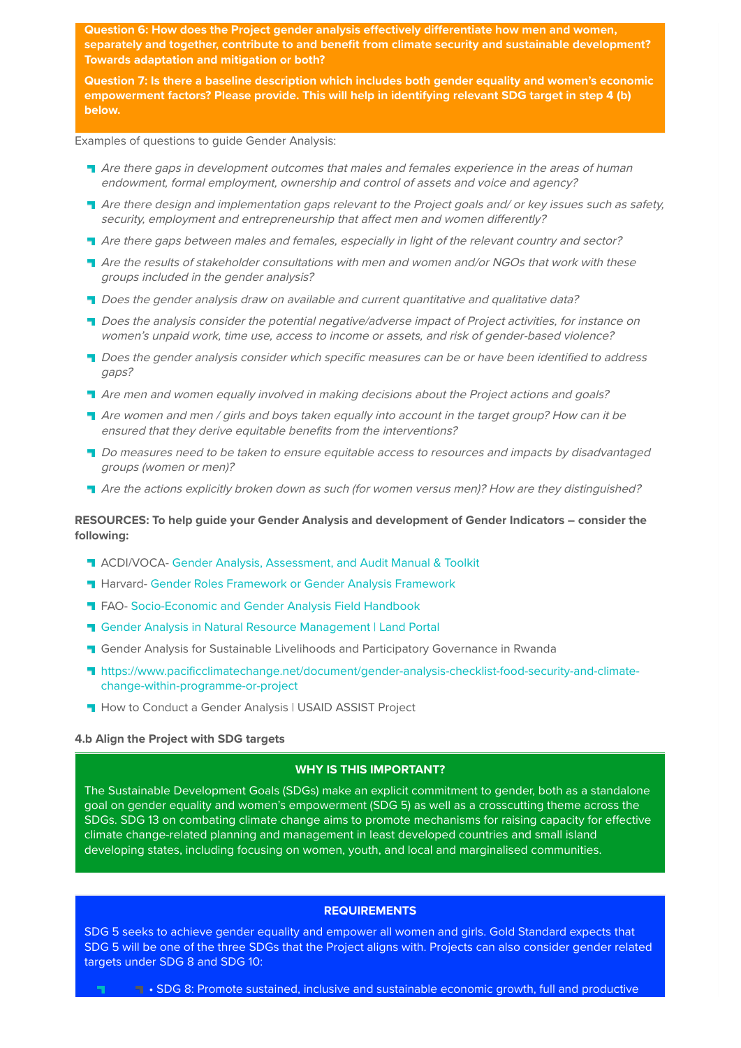**Question 6: How does the Project gender analysis effectively differentiate how men and women, separately and together, contribute to and benefit from climate security and sustainable development? Towards adaptation and mitigation or both?**

**Question 7: Is there a baseline description which includes both gender equality and women's economic empowerment factors? Please provide. This will help in identifying relevant SDG target in step 4 (b) below.**

Examples of questions to guide Gender Analysis:

- *Are there gaps in development outcomes that males and females experience in the areas of human endowment, formal employment, ownership and control of assets and voice and agency?*
- *Are there design and implementation gaps relevant to the Project goals and/ or key issues such as safety, security, employment and entrepreneurship that affect men and women differently?*
- *Are there gaps between males and females, especially in light of the relevant country and sector?*
- *Are the results of stakeholder consultations with men and women and/or NGOs that work with these groups included in the gender analysis?*
- *Does the gender analysis draw on available and current quantitative and qualitative data?*
- *Does the analysis consider the potential negative/adverse impact of Project activities, for instance on women's unpaid work, time use, access to income or assets, and risk of gender-based violence?*
- *Does the gender analysis consider which specific measures can be or have been identified to address gaps?*
- *Are men and women equally involved in making decisions about the Project actions and goals?*
- *Are women and men / girls and boys taken equally into account in the target group? How can it be ensured that they derive equitable benefits from the interventions?*
- *Do measures need to be taken to ensure equitable access to resources and impacts by disadvantaged groups (women or men)?*
- *Are the actions explicitly broken down as such (for women versus men)? How are they distinguished?*

**RESOURCES: To help guide your Gender Analysis and development of Gender Indicators – consider the following:**

- ACDI/VOCA- Gender Analysis, Assessment, and Audit Manual & Toolkit
- Harvard- Gender Roles Framework or Gender Analysis Framework
- FAO- Socio-Economic and Gender Analysis Field Handbook
- Gender Analysis in Natural Resource Management | Land Portal
- Gender Analysis for Sustainable Livelihoods and Participatory Governance in Rwanda
- https://www.pacificclimatechange.net/document/gender-analysis-checklist-food-security-and-climate-change-within-programme-or-project
- How to Conduct a Gender Analysis | USAID ASSIST Project

#### 4.b Align the Project with SDG targets

**WHY IS THIS IMPORTANT?**

The Sustainable Development Goals (SDGs) make an explicit commitment to gender, both as a standalone goal on gender equality and women's empowerment (SDG 5) as well as a crosscutting theme across the SDGs. SDG 13 on combating climate change aims to promote mechanisms for raising capacity for effective climate change-related planning and management in least developed countries and small island developing states, including focusing on women, youth, and local and marginalised communities.

**REQUIREMENTS**

SDG 5 seeks to achieve gender equality and empower all women and girls. Gold Standard expects that SDG 5 will be one of the three SDGs that the Project aligns with. Projects can also consider gender related targets under SDG 8 and SDG 10:

- • SDG 8: Promote sustained, inclusive and sustainable economic growth, full and productive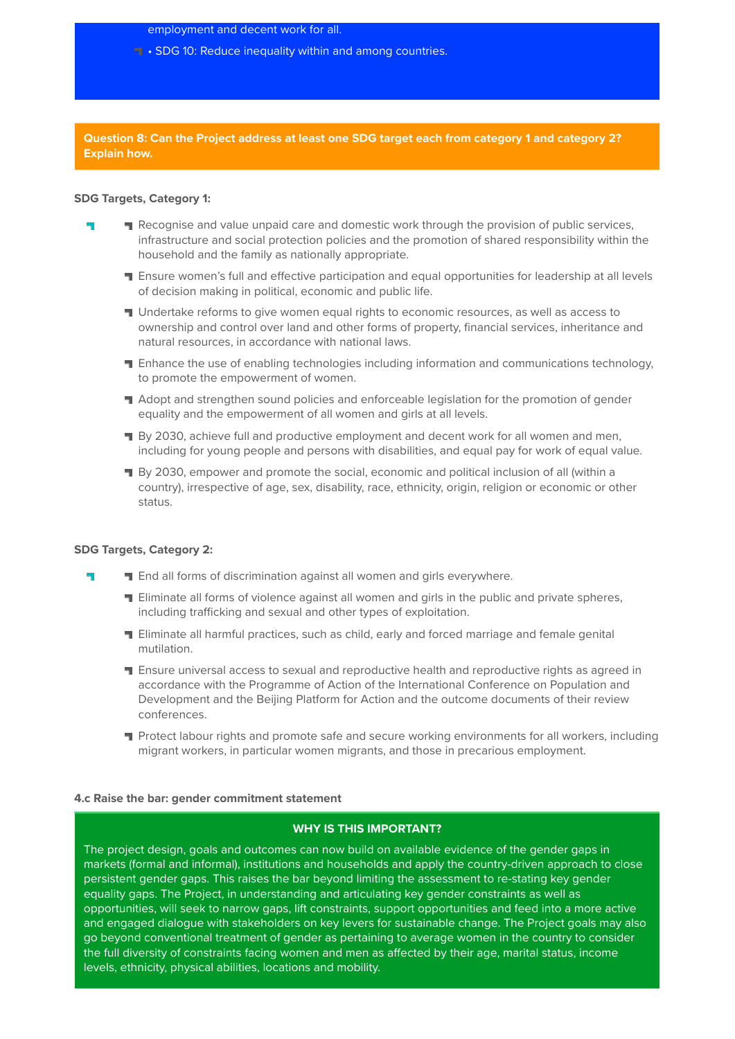employment and decent work for all.

- • SDG 10: Reduce inequality within and among countries.

**Question 8: Can the Project address at least one SDG target each from category 1 and category 2? Explain how.**

**SDG Targets, Category 1:**

- Recognise and value unpaid care and domestic work through the provision of public services, infrastructure and social protection policies and the promotion of shared responsibility within the household and the family as nationally appropriate.
- Ensure women's full and effective participation and equal opportunities for leadership at all levels of decision making in political, economic and public life.
- Undertake reforms to give women equal rights to economic resources, as well as access to ownership and control over land and other forms of property, financial services, inheritance and natural resources, in accordance with national laws.
- Enhance the use of enabling technologies including information and communications technology, to promote the empowerment of women.
- Adopt and strengthen sound policies and enforceable legislation for the promotion of gender equality and the empowerment of all women and girls at all levels.
- By 2030, achieve full and productive employment and decent work for all women and men, including for young people and persons with disabilities, and equal pay for work of equal value.
- By 2030, empower and promote the social, economic and political inclusion of all (within a country), irrespective of age, sex, disability, race, ethnicity, origin, religion or economic or other status.

**SDG Targets, Category 2:**

- End all forms of discrimination against all women and girls everywhere.
- Eliminate all forms of violence against all women and girls in the public and private spheres, including trafficking and sexual and other types of exploitation.
- Eliminate all harmful practices, such as child, early and forced marriage and female genital mutilation.
- Ensure universal access to sexual and reproductive health and reproductive rights as agreed in accordance with the Programme of Action of the International Conference on Population and Development and the Beijing Platform for Action and the outcome documents of their review conferences.
- Protect labour rights and promote safe and secure working environments for all workers, including migrant workers, in particular women migrants, and those in precarious employment.

#### 4.c Raise the bar: gender commitment statement

**WHY IS THIS IMPORTANT?**

The project design, goals and outcomes can now build on available evidence of the gender gaps in markets (formal and informal), institutions and households and apply the country-driven approach to close persistent gender gaps. This raises the bar beyond limiting the assessment to re-stating key gender equality gaps. The Project, in understanding and articulating key gender constraints as well as opportunities, will seek to narrow gaps, lift constraints, support opportunities and feed into a more active and engaged dialogue with stakeholders on key levers for sustainable change. The Project goals may also go beyond conventional treatment of gender as pertaining to average women in the country to consider the full diversity of constraints facing women and men as affected by their age, marital status, income levels, ethnicity, physical abilities, locations and mobility.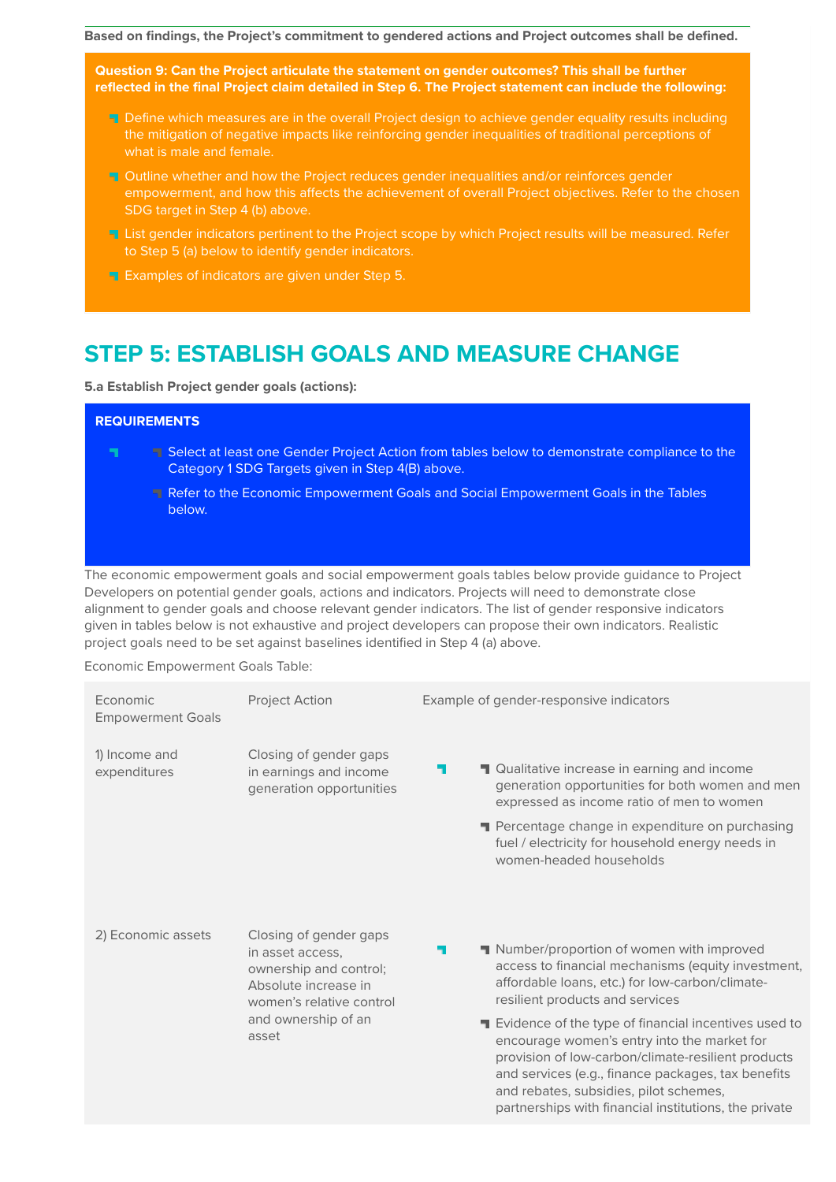**Based on findings, the Project's commitment to gendered actions and Project outcomes shall be defined.**

**Question 9: Can the Project articulate the statement on gender outcomes? This shall be further reflected in the final Project claim detailed in Step 6. The Project statement can include the following:**

- Define which measures are in the overall Project design to achieve gender equality results including the mitigation of negative impacts like reinforcing gender inequalities of traditional perceptions of what is male and female.
- Outline whether and how the Project reduces gender inequalities and/or reinforces gender empowerment, and how this affects the achievement of overall Project objectives. Refer to the chosen SDG target in Step 4 (b) above.
- List gender indicators pertinent to the Project scope by which Project results will be measured. Refer to Step 5 (a) below to identify gender indicators.
- Examples of indicators are given under Step 5.

# STEP 5: ESTABLISH GOALS AND MEASURE CHANGE

**5.a Establish Project gender goals (actions):**

**REQUIREMENTS**

- Select at least one Gender Project Action from tables below to demonstrate compliance to the Category 1 SDG Targets given in Step 4(B) above.
- Refer to the Economic Empowerment Goals and Social Empowerment Goals in the Tables below.

The economic empowerment goals and social empowerment goals tables below provide guidance to Project Developers on potential gender goals, actions and indicators. Projects will need to demonstrate close alignment to gender goals and choose relevant gender indicators. The list of gender responsive indicators given in tables below is not exhaustive and project developers can propose their own indicators. Realistic project goals need to be set against baselines identified in Step 4 (a) above.

Economic Empowerment Goals Table:

| Economic Empowerment Goals | Project Action | Example of gender-responsive indicators |
|---|---|---|
| 1) Income and expenditures | Closing of gender gaps in earnings and income generation opportunities | - Qualitative increase in earning and income generation opportunities for both women and men expressed as income ratio of men to women<br>- Percentage change in expenditure on purchasing fuel / electricity for household energy needs in women-headed households |
| 2) Economic assets | Closing of gender gaps in asset access, ownership and control; Absolute increase in women's relative control and ownership of an asset | - Number/proportion of women with improved access to financial mechanisms (equity investment, affordable loans, etc.) for low-carbon/climate-resilient products and services<br>- Evidence of the type of financial incentives used to encourage women's entry into the market for provision of low-carbon/climate-resilient products and services (e.g., finance packages, tax benefits and rebates, subsidies, pilot schemes, partnerships with financial institutions, the private |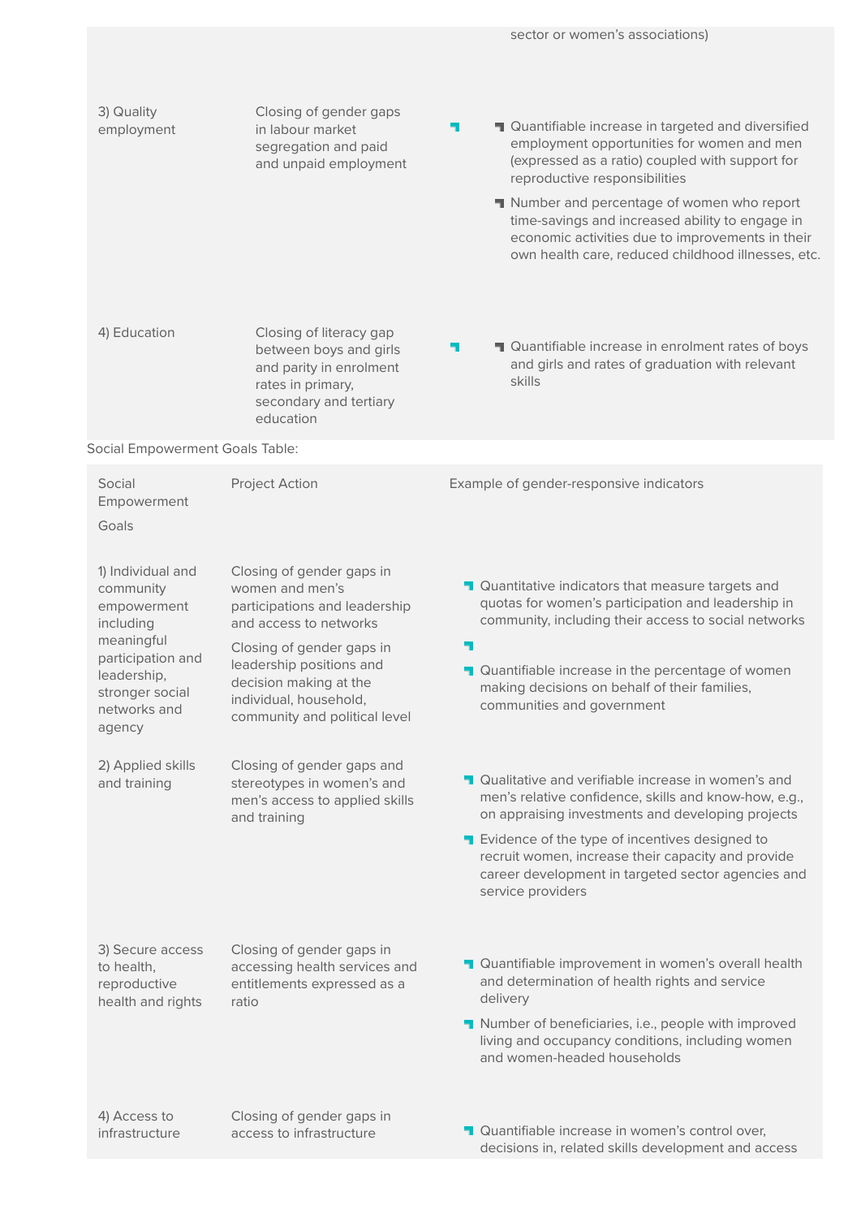| | | |
|---|---|---|
| | | sector or women's associations) |
| 3) Quality employment | Closing of gender gaps in labour market segregation and paid and unpaid employment | Quantifiable increase in targeted and diversified employment opportunities for women and men (expressed as a ratio) coupled with support for reproductive responsibilities<br>Number and percentage of women who report time-savings and increased ability to engage in economic activities due to improvements in their own health care, reduced childhood illnesses, etc. |
| 4) Education | Closing of literacy gap between boys and girls and parity in enrolment rates in primary, secondary and tertiary education | Quantifiable increase in enrolment rates of boys and girls and rates of graduation with relevant skills |

Social Empowerment Goals Table:

| Social Empowerment Goals | Project Action | Example of gender-responsive indicators |
|---|---|---|
| 1) Individual and community empowerment including meaningful participation and leadership, stronger social networks and agency | Closing of gender gaps in women and men's participations and leadership and access to networks<br>Closing of gender gaps in leadership positions and decision making at the individual, household, community and political level | Quantitative indicators that measure targets and quotas for women's participation and leadership in community, including their access to social networks<br>Quantifiable increase in the percentage of women making decisions on behalf of their families, communities and government |
| 2) Applied skills and training | Closing of gender gaps and stereotypes in women's and men's access to applied skills and training | Qualitative and verifiable increase in women's and men's relative confidence, skills and know-how, e.g., on appraising investments and developing projects<br>Evidence of the type of incentives designed to recruit women, increase their capacity and provide career development in targeted sector agencies and service providers |
| 3) Secure access to health, reproductive health and rights | Closing of gender gaps in accessing health services and entitlements expressed as a ratio | Quantifiable improvement in women's overall health and determination of health rights and service delivery<br>Number of beneficiaries, i.e., people with improved living and occupancy conditions, including women and women-headed households |
| 4) Access to infrastructure | Closing of gender gaps in access to infrastructure | Quantifiable increase in women's control over, decisions in, related skills development and access |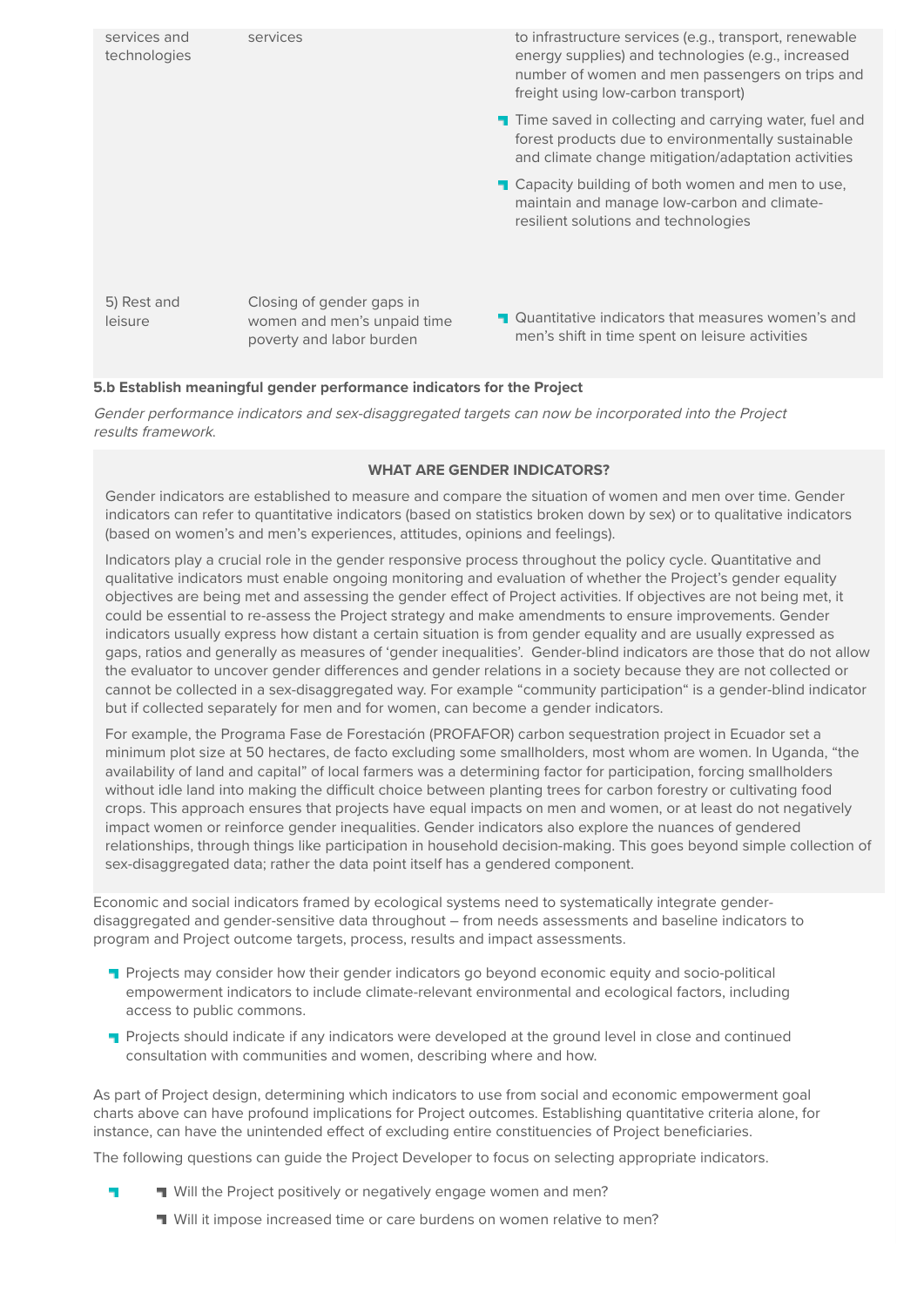| | | |
|---|---|---|
| services and technologies | services | to infrastructure services (e.g., transport, renewable energy supplies) and technologies (e.g., increased number of women and men passengers on trips and freight using low-carbon transport)<br>- Time saved in collecting and carrying water, fuel and forest products due to environmentally sustainable and climate change mitigation/adaptation activities<br>- Capacity building of both women and men to use, maintain and manage low-carbon and climate-resilient solutions and technologies |
| 5) Rest and leisure | Closing of gender gaps in women and men's unpaid time poverty and labor burden | - Quantitative indicators that measures women's and men's shift in time spent on leisure activities |

**5.b Establish meaningful gender performance indicators for the Project**

*Gender performance indicators and sex-disaggregated targets can now be incorporated into the Project results framework.*

**WHAT ARE GENDER INDICATORS?**

Gender indicators are established to measure and compare the situation of women and men over time. Gender indicators can refer to quantitative indicators (based on statistics broken down by sex) or to qualitative indicators (based on women's and men's experiences, attitudes, opinions and feelings).

Indicators play a crucial role in the gender responsive process throughout the policy cycle. Quantitative and qualitative indicators must enable ongoing monitoring and evaluation of whether the Project's gender equality objectives are being met and assessing the gender effect of Project activities. If objectives are not being met, it could be essential to re-assess the Project strategy and make amendments to ensure improvements. Gender indicators usually express how distant a certain situation is from gender equality and are usually expressed as gaps, ratios and generally as measures of 'gender inequalities'. Gender-blind indicators are those that do not allow the evaluator to uncover gender differences and gender relations in a society because they are not collected or cannot be collected in a sex-disaggregated way. For example "community participation" is a gender-blind indicator but if collected separately for men and for women, can become a gender indicators.

For example, the Programa Fase de Forestación (PROFAFOR) carbon sequestration project in Ecuador set a minimum plot size at 50 hectares, de facto excluding some smallholders, most whom are women. In Uganda, "the availability of land and capital" of local farmers was a determining factor for participation, forcing smallholders without idle land into making the difficult choice between planting trees for carbon forestry or cultivating food crops. This approach ensures that projects have equal impacts on men and women, or at least do not negatively impact women or reinforce gender inequalities. Gender indicators also explore the nuances of gendered relationships, through things like participation in household decision-making. This goes beyond simple collection of sex-disaggregated data; rather the data point itself has a gendered component.

Economic and social indicators framed by ecological systems need to systematically integrate gender-disaggregated and gender-sensitive data throughout – from needs assessments and baseline indicators to program and Project outcome targets, process, results and impact assessments.

- Projects may consider how their gender indicators go beyond economic equity and socio-political empowerment indicators to include climate-relevant environmental and ecological factors, including access to public commons.
- Projects should indicate if any indicators were developed at the ground level in close and continued consultation with communities and women, describing where and how.

As part of Project design, determining which indicators to use from social and economic empowerment goal charts above can have profound implications for Project outcomes. Establishing quantitative criteria alone, for instance, can have the unintended effect of excluding entire constituencies of Project beneficiaries.

The following questions can guide the Project Developer to focus on selecting appropriate indicators.

- Will the Project positively or negatively engage women and men?
- Will it impose increased time or care burdens on women relative to men?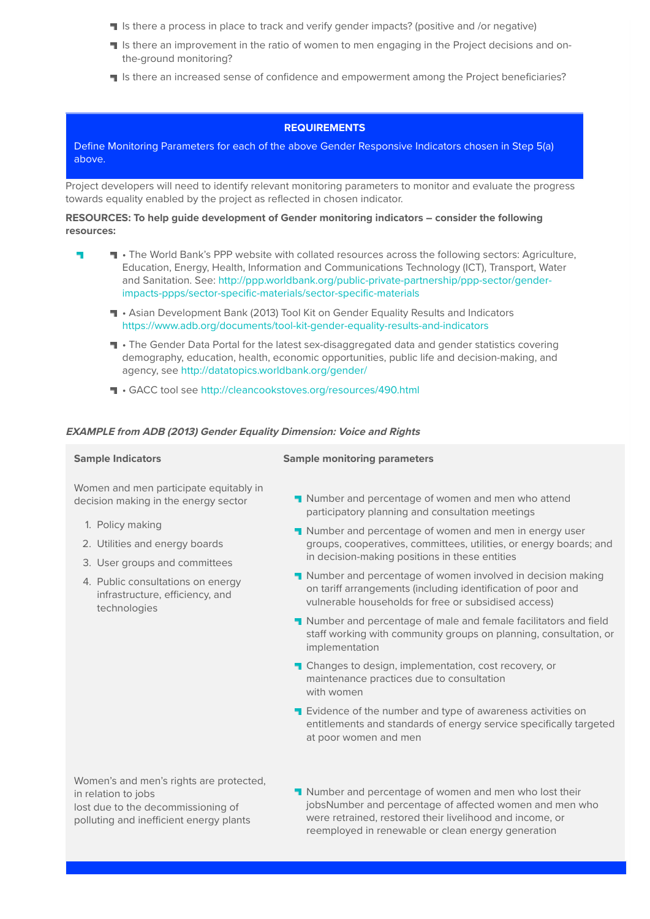- Is there a process in place to track and verify gender impacts? (positive and /or negative)
- Is there an improvement in the ratio of women to men engaging in the Project decisions and on-the-ground monitoring?
- Is there an increased sense of confidence and empowerment among the Project beneficiaries?

**REQUIREMENTS**

Define Monitoring Parameters for each of the above Gender Responsive Indicators chosen in Step 5(a) above.

Project developers will need to identify relevant monitoring parameters to monitor and evaluate the progress towards equality enabled by the project as reflected in chosen indicator.

**RESOURCES: To help guide development of Gender monitoring indicators – consider the following resources:**

- • The World Bank's PPP website with collated resources across the following sectors: Agriculture, Education, Energy, Health, Information and Communications Technology (ICT), Transport, Water and Sanitation. See: http://ppp.worldbank.org/public-private-partnership/ppp-sector/gender-impacts-ppps/sector-specific-materials/sector-specific-materials
- • Asian Development Bank (2013) Tool Kit on Gender Equality Results and Indicators https://www.adb.org/documents/tool-kit-gender-equality-results-and-indicators
- • The Gender Data Portal for the latest sex-disaggregated data and gender statistics covering demography, education, health, economic opportunities, public life and decision-making, and agency, see http://datatopics.worldbank.org/gender/
- • GACC tool see http://cleancookstoves.org/resources/490.html

***EXAMPLE from ADB (2013) Gender Equality Dimension: Voice and Rights***

| Sample Indicators | Sample monitoring parameters |
|---|---|
| Women and men participate equitably in decision making in the energy sector<br>1. Policy making<br>2. Utilities and energy boards<br>3. User groups and committees<br>4. Public consultations on energy infrastructure, efficiency, and technologies | • Number and percentage of women and men who attend participatory planning and consultation meetings<br>• Number and percentage of women and men in energy user groups, cooperatives, committees, utilities, or energy boards; and in decision-making positions in these entities<br>• Number and percentage of women involved in decision making on tariff arrangements (including identification of poor and vulnerable households for free or subsidised access)<br>• Number and percentage of male and female facilitators and field staff working with community groups on planning, consultation, or implementation<br>• Changes to design, implementation, cost recovery, or maintenance practices due to consultation with women<br>• Evidence of the number and type of awareness activities on entitlements and standards of energy service specifically targeted at poor women and men |
| Women's and men's rights are protected, in relation to jobs lost due to the decommissioning of polluting and inefficient energy plants | • Number and percentage of women and men who lost their jobsNumber and percentage of affected women and men who were retrained, restored their livelihood and income, or reemployed in renewable or clean energy generation |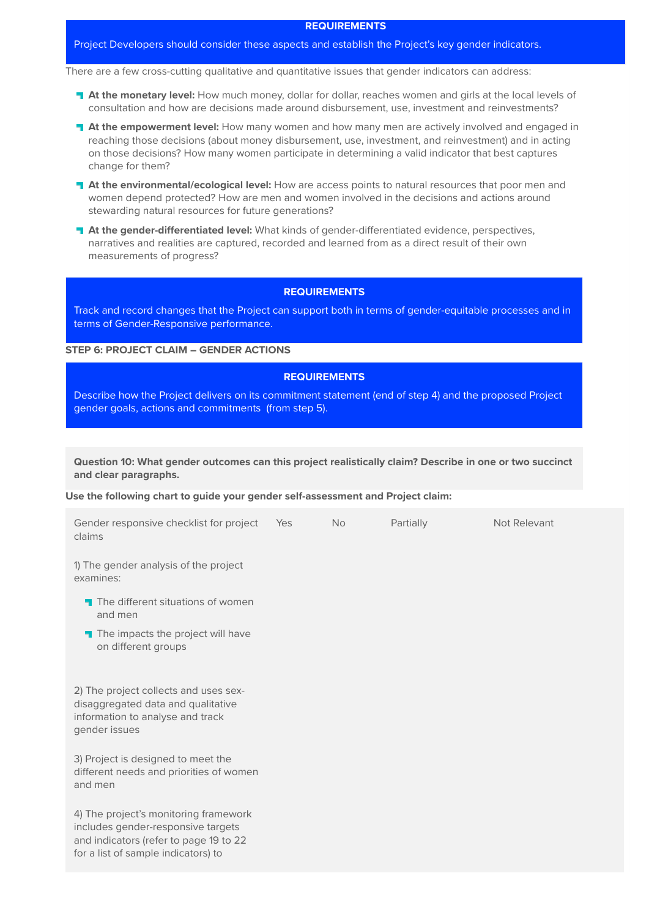**REQUIREMENTS**

Project Developers should consider these aspects and establish the Project's key gender indicators.

There are a few cross-cutting qualitative and quantitative issues that gender indicators can address:

- **At the monetary level:** How much money, dollar for dollar, reaches women and girls at the local levels of consultation and how are decisions made around disbursement, use, investment and reinvestments?
- **At the empowerment level:** How many women and how many men are actively involved and engaged in reaching those decisions (about money disbursement, use, investment, and reinvestment) and in acting on those decisions? How many women participate in determining a valid indicator that best captures change for them?
- **At the environmental/ecological level:** How are access points to natural resources that poor men and women depend protected? How are men and women involved in the decisions and actions around stewarding natural resources for future generations?
- **At the gender-differentiated level:** What kinds of gender-differentiated evidence, perspectives, narratives and realities are captured, recorded and learned from as a direct result of their own measurements of progress?

**REQUIREMENTS**

Track and record changes that the Project can support both in terms of gender-equitable processes and in terms of Gender-Responsive performance.

**STEP 6: PROJECT CLAIM – GENDER ACTIONS**

**REQUIREMENTS**

Describe how the Project delivers on its commitment statement (end of step 4) and the proposed Project gender goals, actions and commitments (from step 5).

**Question 10: What gender outcomes can this project realistically claim? Describe in one or two succinct and clear paragraphs.**

**Use the following chart to guide your gender self-assessment and Project claim:**

| Gender responsive checklist for project claims | Yes | No | Partially | Not Relevant |
|---|---|---|---|---|
| 1) The gender analysis of the project examines:<br>- The different situations of women and men<br>- The impacts the project will have on different groups | | | | |
| 2) The project collects and uses sex-disaggregated data and qualitative information to analyse and track gender issues | | | | |
| 3) Project is designed to meet the different needs and priorities of women and men | | | | |
| 4) The project's monitoring framework includes gender-responsive targets and indicators (refer to page 19 to 22 for a list of sample indicators) to | | | | |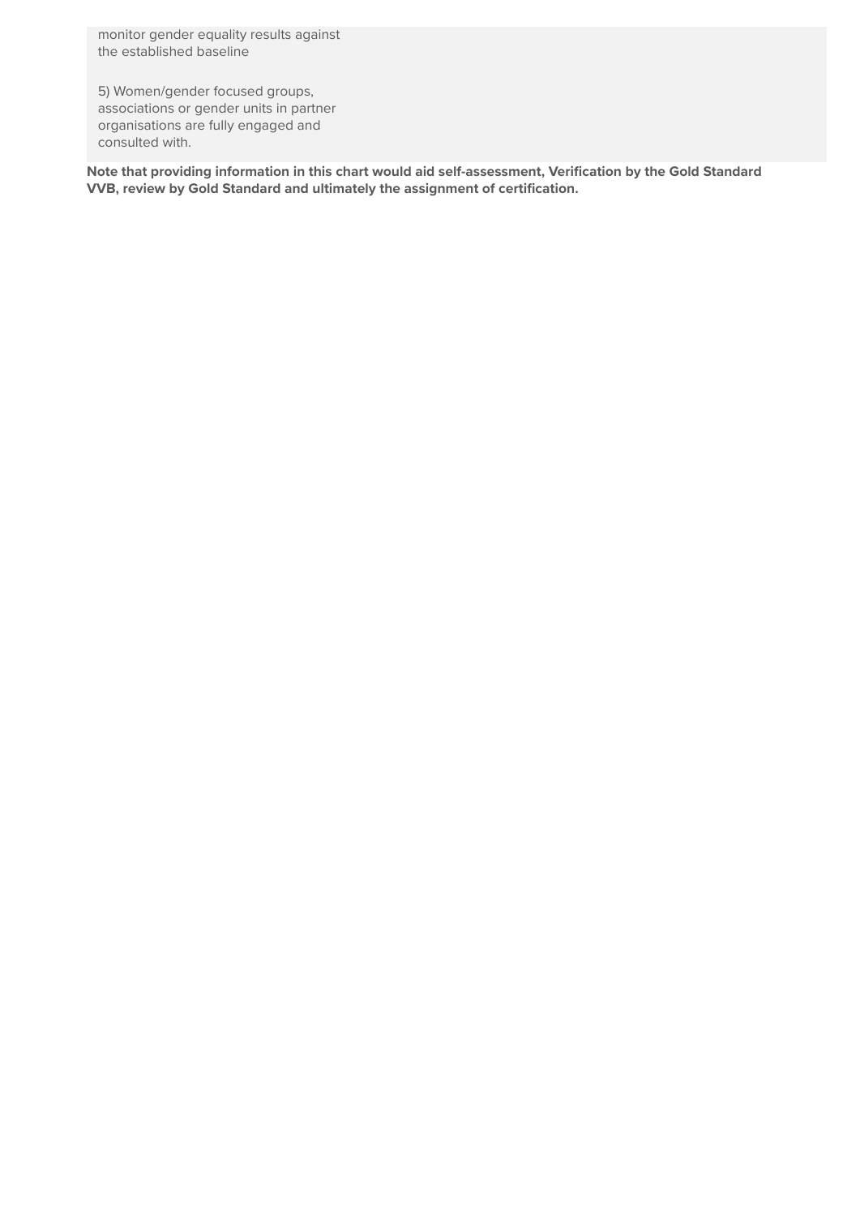monitor gender equality results against the established baseline

5) Women/gender focused groups, associations or gender units in partner organisations are fully engaged and consulted with.

**Note that providing information in this chart would aid self-assessment, Verification by the Gold Standard VVB, review by Gold Standard and ultimately the assignment of certification.**